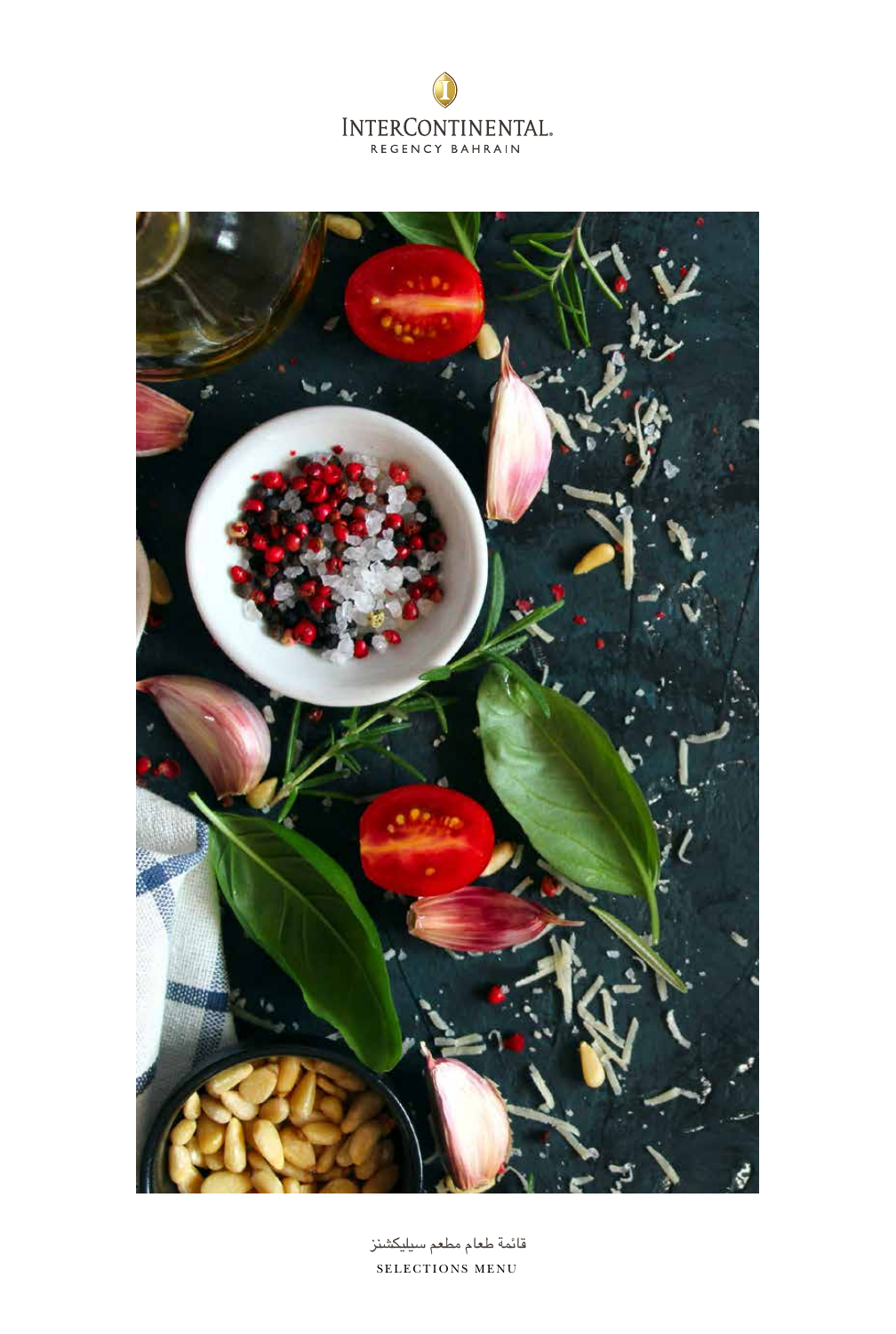INTERCONTINENTAL.
REGENCY BAHRAIN

قائمة طعام مطعم سيليكشنز

SELECTIONS MENU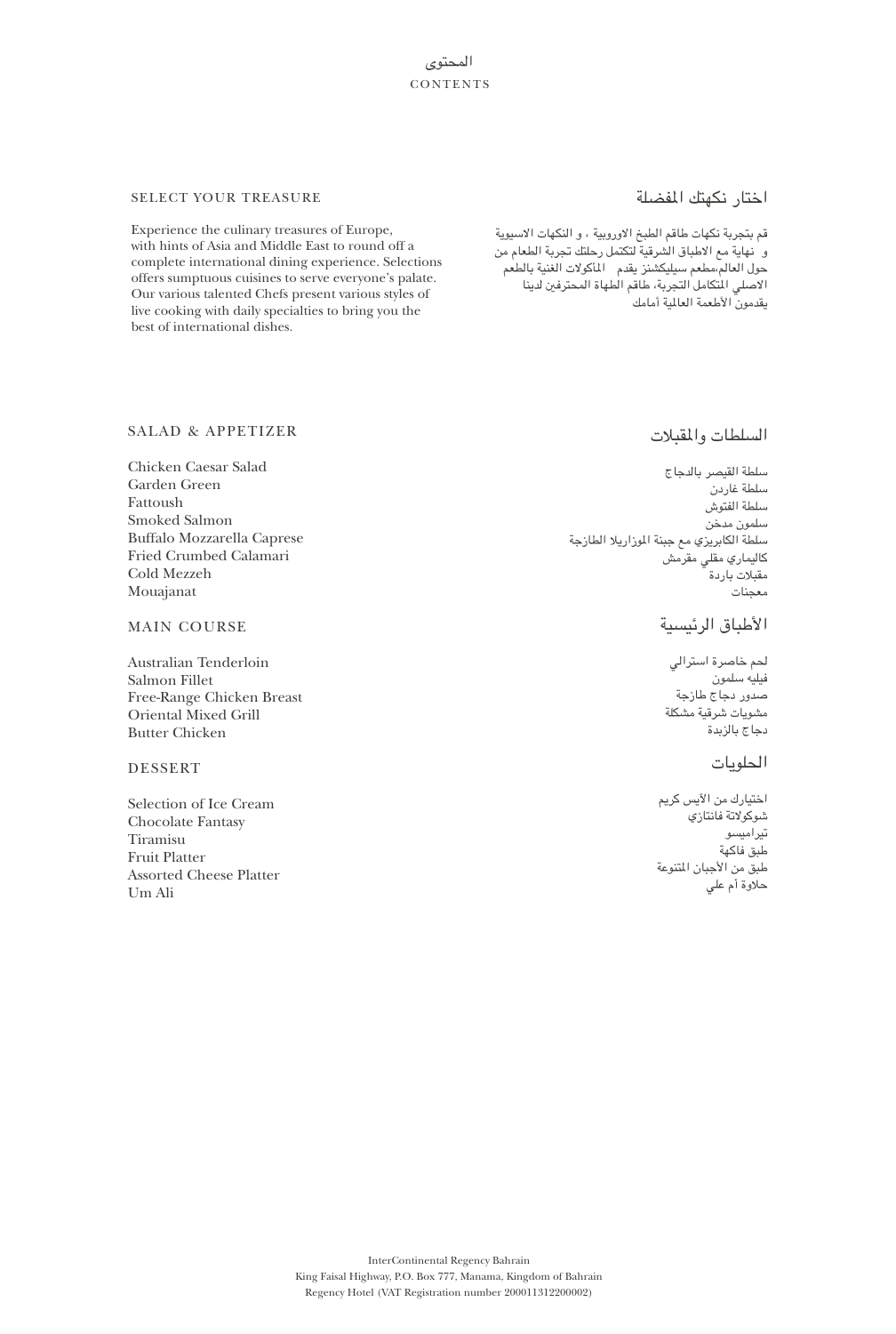# المحتوى
# CONTENTS

## SELECT YOUR TREASURE

Experience the culinary treasures of Europe, with hints of Asia and Middle East to round off a complete international dining experience. Selections offers sumptuous cuisines to serve everyone's palate. Our various talented Chefs present various styles of live cooking with daily specialties to bring you the best of international dishes.

## اختار نكهتك المفضلة

قم بتجربة نكهات طاقم الطبخ الاوروبية ، و النكهات الاسيوية و نهاية مع الاطباق الشرقية لتكتمل رحلتك تجربة الطعام من حول العالم،مطعم سيليكشنز يقدم المأكولات الغنية بالطعم الاصلي المتكامل التجربة، طاقم الطهاة المحترفين لدينا يقدمون الأطعمة العالمية أمامك

## SALAD & APPETIZER

Chicken Caesar Salad
Garden Green
Fattoush
Smoked Salmon
Buffalo Mozzarella Caprese
Fried Crumbed Calamari
Cold Mezzeh
Mouajanat

## السلطات والمقبلات

سلطة القيصر بالدجاج
سلطة غاردن
سلطة الفتوش
سلمون مدخن
سلطة الكابريزي مع جبنة الموزاريلا الطازجة
كاليماري مقلي مقرمش
مقبلات باردة
معجنات

## MAIN COURSE

Australian Tenderloin
Salmon Fillet
Free-Range Chicken Breast
Oriental Mixed Grill
Butter Chicken

## الأطباق الرئيسية

لحم خاصرة استرالي
فيليه سلمون
صدور دجاج طازجة
مشويات شرقية مشكلة
دجاج بالزبدة

## DESSERT

Selection of Ice Cream
Chocolate Fantasy
Tiramisu
Fruit Platter
Assorted Cheese Platter
Um Ali

## الحلويات

اختيارك من الآيس كريم
شوكولاتة فانتازي
تيراميسو
طبق فاكهة
طبق من الأجبان المتنوعة
حلاوة أم علي

InterContinental Regency Bahrain
King Faisal Highway, P.O. Box 777, Manama, Kingdom of Bahrain
Regency Hotel (VAT Registration number 200011312200002)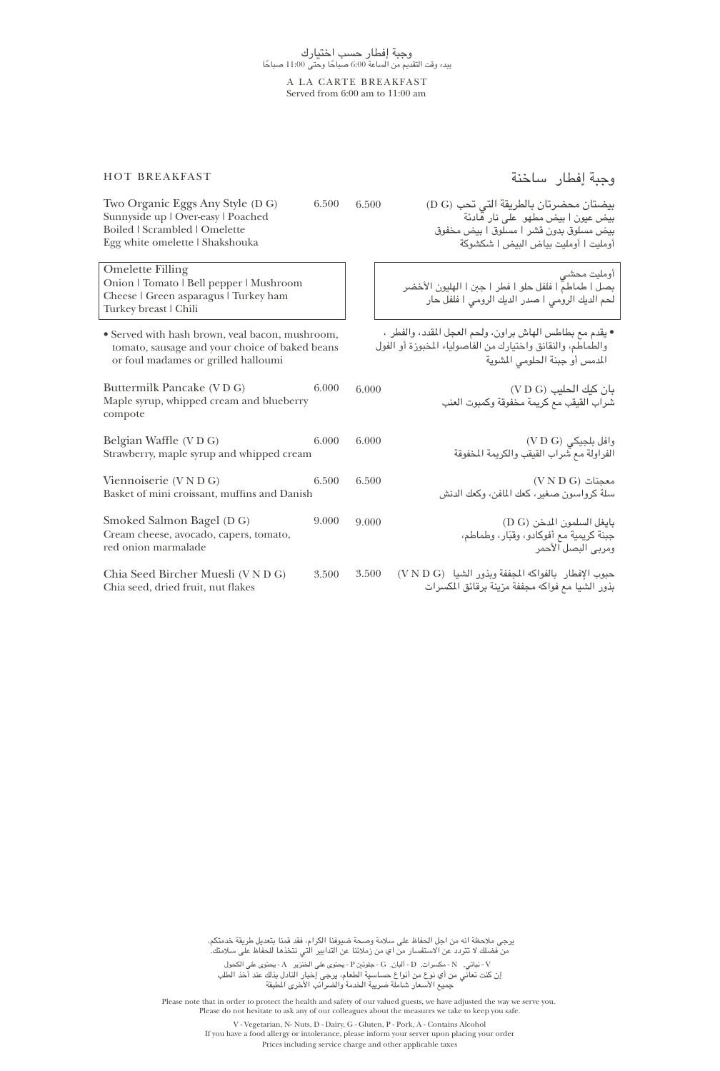وجبة إفطار حسب اختيارك
يبدء وقت التقديم من الساعة 6:00 صباحًا وحتى 11:00 صباحًا

A LA CARTE BREAKFAST
Served from 6:00 am to 11:00 am

## HOT BREAKFAST

## وجبة إفطار ساخنة

**Two Organic Eggs Any Style (D G)** — 6.500
Sunnyside up | Over-easy | Poached
Boiled | Scrambled | Omelette
Egg white omelette | Shakshouka

**بيضتان محضرتان بالطريقة التي تحب (D G)** — 6.500
بيض عيون | بيض مطهو على نار هادئة
بيض مسلوق بدون قشر | مسلوق | بيض مخفوق
أومليت | أومليت بياض البيض | شكشوكة

**Omelette Filling**
Onion | Tomato | Bell pepper | Mushroom
Cheese | Green asparagus | Turkey ham
Turkey breast | Chili

**أومليت محشي**
بصل | طماطم | فلفل حلو | فطر | جبن | الهليون الأخضر
لحم الديك الرومي | صدر الديك الرومي | فلفل حار

• Served with hash brown, veal bacon, mushroom, tomato, sausage and your choice of baked beans or foul madames or grilled halloumi

• يقدم مع بطاطس الهاش براون، ولحم العجل المقدد، والفطر ، والطماطم، والنقانق واختيارك من الفاصولياء المخبوزة أو الفول المدمس أو جبنة الحلومي المشوية

**Buttermilk Pancake (V D G)** — 6.000
Maple syrup, whipped cream and blueberry compote

**بان كيك الحليب (V D G)** — 6.000
شراب القيقب مع كريمة مخفوقة وكمبوت العنب

**Belgian Waffle (V D G)** — 6.000
Strawberry, maple syrup and whipped cream

**وافل بلجيكي (V D G)** — 6.000
الفراولة مع شراب القيقب والكريمة المخفوقة

**Viennoiserie (V N D G)** — 6.500
Basket of mini croissant, muffins and Danish

**معجنات (V N D G)** — 6.500
سلة كرواسون صغير، كعك المافن، وكعك الدنش

**Smoked Salmon Bagel (D G)** — 9.000
Cream cheese, avocado, capers, tomato, red onion marmalade

**بايغل السلمون المدخن (D G)** — 9.000
جبنة كريمية مع أفوكادو، وقبّار، وطماطم، ومربى البصل الأحمر

**Chia Seed Bircher Muesli (V N D G)** — 3.500
Chia seed, dried fruit, nut flakes

**حبوب الإفطار بالفواكه المجففة وبذور الشيا (V N D G)** — 3.500
بذور الشيا مع فواكه مجففة مزينة برقائق المكسرات

يرجى ملاحظة انه من اجل الحفاظ على سلامة وصحة ضيوفنا الكرام، فقد قمنا بتعديل طريقة خدمتكم.
من فضلك لا تتردد عن الاستفسار من أي من زملائنا عن التدابير التي نتخذها للحفاظ على سلامتك.

V - نباتي. N - مكسرات. D - ألبان. G - جلوتين P - يحتوي على الخنزير A - يحتوي على الكحول
إن كنت تعاني من أي نوع من أنواع حساسية الطعام، يرجى إخبار النادل بذلك عند أخذ الطلب
جميع الأسعار شاملة ضريبة الخدمة والضرائب الأخرى المطبقة

Please note that in order to protect the health and safety of our valued guests, we have adjusted the way we serve you.
Please do not hesitate to ask any of our colleagues about the measures we take to keep you safe.

V - Vegetarian, N- Nuts, D - Dairy, G - Gluten, P - Pork, A - Contains Alcohol
If you have a food allergy or intolerance, please inform your server upon placing your order
Prices including service charge and other applicable taxes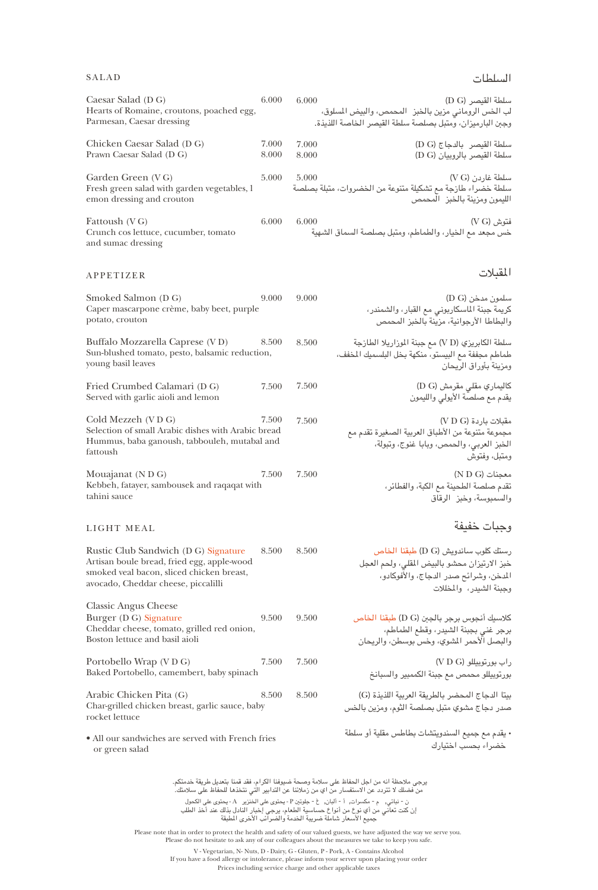## SALAD

## السلطات

**Caesar Salad (D G)** 6.000
Hearts of Romaine, croutons, poached egg, Parmesan, Caesar dressing

6.000 سلطة القيصر (D G)
لب الخس الروماني مزين بالخبز المحمص، والبيض المسلوق، وجبن البارميزان، ومتبل بصلصة سلطة القيصر الخاصة اللذيذة.

**Chicken Caesar Salad (D G)** 7.000
**Prawn Caesar Salad (D G)** 8.000

7.000 سلطة القيصر بالدجاج (D G)
8.000 سلطة القيصر بالروبيان (D G)

**Garden Green (V G)** 5.000
Fresh green salad with garden vegetables, l emon dressing and crouton

5.000 سلطة غاردن (V G)
سلطة خضراء طازجة مع تشكيلة متنوعة من الخضروات، متبلة بصلصة الليمون ومزينة بالخبز المحمص

**Fattoush (V G)** 6.000
Crunch cos lettuce, cucumber, tomato and sumac dressing

6.000 فتوش (V G)
خس مجعد مع الخيار، والطماطم، ومتبل بصلصة السماق الشهية

## APPETIZER

## المقبلات

**Smoked Salmon (D G)** 9.000
Caper mascarpone crème, baby beet, purple potato, crouton

9.000 سلمون مدخن (D G)
كريمة جبنة الماسكاربوني مع القبار، والشمندر، والبطاطا الأرجوانية، مزينة بالخبز المحمص

**Buffalo Mozzarella Caprese (V D)** 8.500
Sun-blushed tomato, pesto, balsamic reduction, young basil leaves

8.500 سلطة الكابريزي (V D) مع جبنة الموزاريلا الطازجة
طماطم مجففة مع البيستو، منكهة بخل البلسميك المخفف، ومزينة بأوراق الريحان

**Fried Crumbed Calamari (D G)** 7.500
Served with garlic aioli and lemon

7.500 كاليماري مقلي مقرمش (D G)
يقدم مع صلصة الأيولي والليمون

**Cold Mezzeh (V D G)** 7.500
Selection of small Arabic dishes with Arabic bread Hummus, baba ganoush, tabbouleh, mutabal and fattoush

7.500 مقبلات باردة (V D G)
مجموعة متنوعة من الأطباق العربية الصغيرة تقدم مع الخبز العربي، والحمص، وبابا غنوج، وتبولة، ومتبل، وفتوش

**Mouajanat (N D G)** 7.500
Kebbeh, fatayer, sambousek and raqaqat with tahini sauce

7.500 معجنات (N D G)
تقدم صلصة الطحينة مع الكبة، والفطائر، والسمبوسة، وخبز الرقاق

## LIGHT MEAL

## وجبات خفيفة

**Rustic Club Sandwich (D G)** Signature 8.500
Artisan boule bread, fried egg, apple-wood smoked veal bacon, sliced chicken breast, avocado, Cheddar cheese, piccalilli

8.500 رستك كلوب ساندويش (D G) طبقنا الخاص
خبز الارتيزان محشو بالبيض المقلي، ولحم العجل المدخن، وشرائح صدر الدجاج، والأفوكادو، وجبنة الشيدر، والمخللات

**Classic Angus Cheese Burger (D G)** Signature 9.500
Cheddar cheese, tomato, grilled red onion, Boston lettuce and basil aioli

9.500 كلاسيك أنجوس برجر بالجبن (D G) طبقنا الخاص
برجر غني بجبنة الشيدر، وقطع الطماطم، والبصل الأحمر المشوي، وخس بوسطن، والريحان

**Portobello Wrap (V D G)** 7.500
Baked Portobello, camembert, baby spinach

7.500 راب بورتوبيللو (V D G)
بورتوبيللو محمص مع جبنة الكممبير والسبانخ

**Arabic Chicken Pita (G)** 8.500
Char-grilled chicken breast, garlic sauce, baby rocket lettuce

8.500 بيتا الدجاج المحضر بالطريقة العربية اللذيذة (G)
صدر دجاج مشوي بصلصة الثوم، ومزين بالخس

- All our sandwiches are served with French fries or green salad

- يقدم مع جميع السندويتشات بطاطس مقلية أو سلطة خضراء بحسب اختيارك

يرجى ملاحظة انه من اجل الحفاظ على سلامة وصحة ضيوفنا الكرام، فقد قمنا بتعديل طريقة خدمتكم.
من فضلك لا تتردد عن الاستفسار من اي من زملائنا عن التدابير التي نتخذها للحفاظ على سلامتك.

ن - نباتي، م - مكسرات، أ - ألبان، غ - جلوتين P - يحتوي على الخنزير A - يحتوي على الكحول
إن كنت تعاني من أي نوع من أنواع حساسية الطعام، يرجى إخبار النادل بذلك عند أخذ الطلب
جميع الأسعار شاملة ضريبة الخدمة والضرائب الأخرى المطبقة

Please note that in order to protect the health and safety of our valued guests, we have adjusted the way we serve you.
Please do not hesitate to ask any of our colleagues about the measures we take to keep you safe.

V - Vegetarian, N- Nuts, D - Dairy, G - Gluten, P - Pork, A - Contains Alcohol
If you have a food allergy or intolerance, please inform your server upon placing your order
Prices including service charge and other applicable taxes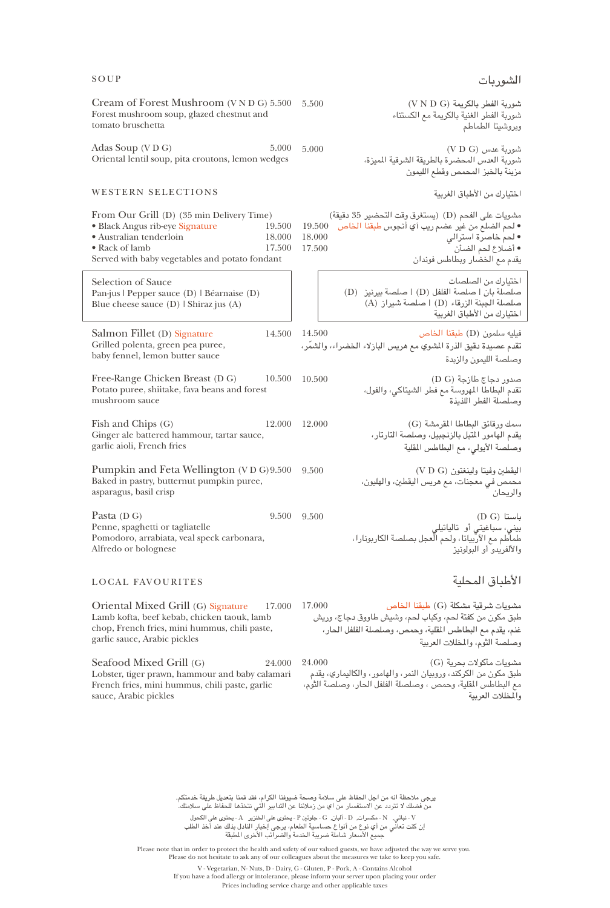## SOUP

**Cream of Forest Mushroom** (V N D G) 5.500
Forest mushroom soup, glazed chestnut and tomato bruschetta

**Adas Soup** (V D G) 5.000
Oriental lentil soup, pita croutons, lemon wedges

## الشوربات

**شوربة الفطر بالكريمة** (V N D G) 5.500
شوربة الفطر الغنية بالكريمة مع الكستناء وبروشيتا الطماطم

**شوربة عدس** (V D G) 5.000
شوربة العدس المحضرة بالطريقة الشرقية المميزة، مزينة بالخبز المحمص وقطع الليمون

## WESTERN SELECTIONS

**From Our Grill** (D) (35 min Delivery Time)

- Black Angus rib-eye *Signature* 19.500
- Australian tenderloin 18.000
- Rack of lamb 17.500

Served with baby vegetables and potato fondant

**Selection of Sauce**
Pan-jus | Pepper sauce (D) | Béarnaise (D)
Blue cheese sauce (D) | Shiraz jus (A)

**Salmon Fillet** (D) *Signature* 14.500
Grilled polenta, green pea puree, baby fennel, lemon butter sauce

**Free-Range Chicken Breast** (D G) 10.500
Potato puree, shiitake, fava beans and forest mushroom sauce

**Fish and Chips** (G) 12.000
Ginger ale battered hammour, tartar sauce, garlic aioli, French fries

**Pumpkin and Feta Wellington** (V D G) 9.500
Baked in pastry, butternut pumpkin puree, asparagus, basil crisp

**Pasta** (D G) 9.500
Penne, spaghetti or tagliatelle
Pomodoro, arrabiata, veal speck carbonara, Alfredo or bolognese

## اختيارك من الأطباق الغربية

**مشويات على الفحم** (D) (يستغرق وقت التحضير 35 دقيقة)

- لحم الضلع من غير عضم ريب آي أنجوس *طبقنا الخاص* 19.500
- لحم خاصرة استرالي 18.000
- أضلاع لحم الضأن 17.500

يقدم مع الخضار وبطاطس فوندان

**اختيارك من الصلصات**
صلصة بان | صلصة الفلفل (D) | صلصة بيرنيز (D)
صلصة الجبنة الزرقاء (D) | صلصة شيراز (A)
اختيارك من الأطباق الغربية

**فيليه سلمون** (D) *طبقنا الخاص* 14.500
تقدم عصيدة دقيق الذرة المشوي مع هريس البازلاء الخضراء، والشمّر، وصلصة الليمون والزبدة

**صدور دجاج طازجة** (D G) 10.500
تقدم البطاطا المهروسة مع فطر الشيتاكي، والفول، وصلصة الفطر اللذيذة

**سمك ورقائق البطاطا المقرمشة** (G) 12.000
يقدم الهامور المتبل بالزنجبيل، وصلصة التارتار، وصلصة الأيولي، مع البطاطس المقلية

**اليقطين وفيتا ولينغتون** (V D G) 9.500
محمص في معجنات، مع هريس اليقطين، والهليون، والريحان

**باستا** (D G) 9.500
بيني، سباغيتي أو تالياتيلي
طماطم مع الأربياتا، ولحم العجل بصلصة الكاربونارا، والألفريدو أو البولونيز

## LOCAL FAVOURITES

**Oriental Mixed Grill** (G) *Signature* 17.000
Lamb kofta, beef kebab, chicken taouk, lamb chop, French fries, mini hummus, chili paste, garlic sauce, Arabic pickles

**Seafood Mixed Grill** (G) 24.000
Lobster, tiger prawn, hammour and baby calamari French fries, mini hummus, chili paste, garlic sauce, Arabic pickles

## الأطباق المحلية

**مشويات شرقية مشكلة** (G) *طبقنا الخاص* 17.000
طبق مكون من كفتة لحم، وكباب لحم، وشيش طاووق دجاج، وريش غنم، يقدم مع البطاطس المقلية، وحمص، وصلصلة الفلفل الحار، وصلصة الثوم، والمخللات العربية

**مشويات ماكولات بحرية** (G) 24.000
طبق مكون من الكركند، وروبيان النمر، والهامور، والكاليماري، يقدم مع البطاطس المقلية، وحمص ، وصلصلة الفلفل الحار، وصلصة الثوم، والمخللات العربية

---

يرجى ملاحظة انه من اجل الحفاظ على سلامة وصحة ضيوفنا الكرام، فقد قمنا بتعديل طريقة خدمتكم.
من فضلك لا تتردد عن الاستفسار من أي من زملائنا عن التدابير التي نتخذها للحفاظ على سلامتك.

V - نباتي N - مكسرات. D - ألبان. G - جلوتين P - يحتوي على الخنزير A - يحتوي على الكحول
إن كنت تعاني من أي نوع من أنواع حساسية الطعام، يرجى إخبار النادل بذلك عند أخذ الطلب
جميع الأسعار شاملة ضريبة الخدمة والضرائب الأخرى المطبقة

Please note that in order to protect the health and safety of our valued guests, we have adjusted the way we serve you.
Please do not hesitate to ask any of our colleagues about the measures we take to keep you safe.

V - Vegetarian, N- Nuts, D - Dairy, G - Gluten, P - Pork, A - Contains Alcohol
If you have a food allergy or intolerance, please inform your server upon placing your order
Prices including service charge and other applicable taxes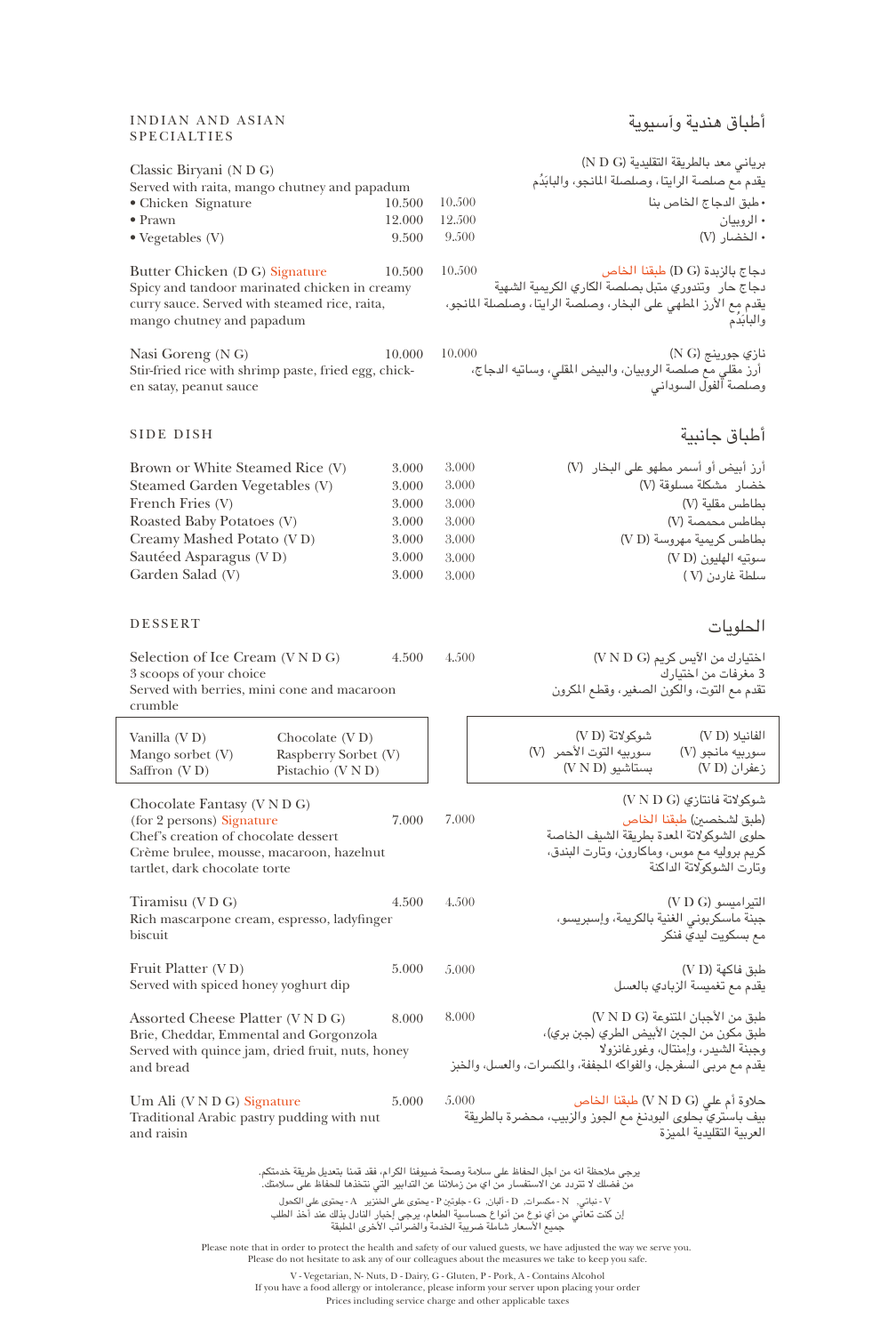## INDIAN AND ASIAN SPECIALTIES

## أطباق هندية وآسيوية

**Classic Biryani (N D G)**
Served with raita, mango chutney and papadum

- Chicken Signature — 10.500
- Prawn — 12.000
- Vegetables (V) — 9.500

برياني معد بالطريقة التقليدية (N D G)
يقدم مع صلصة الرايتا، وصلصة المانجو، والبابَدُم

- طبق الدجاج الخاص بنا — 10.500
- الروبيان — 12.500
- الخضار (V) — 9.500

**Butter Chicken (D G) Signature** — 10.500
Spicy and tandoor marinated chicken in creamy curry sauce. Served with steamed rice, raita, mango chutney and papadum

دجاج بالزبدة (D G) طبقنا الخاص — 10.500
دجاج حار وتندوري متبل بصلصة الكاري الكريمية الشهية
يقدم مع الأرز المطهي على البخار، وصلصة الرايتا، وصلصلة المانجو، والبابَدُم

**Nasi Goreng (N G)** — 10.000
Stir-fried rice with shrimp paste, fried egg, chicken satay, peanut sauce

نازي جورينج (N G) — 10.000
أرز مقلي مع صلصة الروبيان، والبيض المقلي، وساتيه الدجاج، وصلصة الفول السوداني

## SIDE DISH

## أطباق جانبية

| Item | Price | Price | البند |
|---|---|---|---|
| Brown or White Steamed Rice (V) | 3.000 | 3.000 | أرز أبيض أو أسمر مطهو على البخار (V) |
| Steamed Garden Vegetables (V) | 3.000 | 3.000 | خضار مشكلة مسلوقة (V) |
| French Fries (V) | 3.000 | 3.000 | بطاطس مقلية (V) |
| Roasted Baby Potatoes (V) | 3.000 | 3.000 | بطاطس محمصة (V) |
| Creamy Mashed Potato (V D) | 3.000 | 3.000 | بطاطس كريمية مهروسة (V D) |
| Sautéed Asparagus (V D) | 3.000 | 3.000 | سوتيه الهليون (V D) |
| Garden Salad (V) | 3.000 | 3.000 | سلطة غاردن (V) |

## DESSERT

## الحلويات

**Selection of Ice Cream (V N D G)** — 4.500
3 scoops of your choice
Served with berries, mini cone and macaroon crumble

اختيارك من الآيس كريم (V N D G) — 4.500
3 مغرفات من اختيارك
تقدم مع التوت، والكون الصغير، وقطع المكرون

| | |
|---|---|
| Vanilla (V D) | Chocolate (V D) |
| Mango sorbet (V) | Raspberry Sorbet (V) |
| Saffron (V D) | Pistachio (V N D) |

| | |
|---|---|
| الفانيلا (V D) | شوكولاتة (V D) |
| سوربيه مانجو (V) | سوربيه التوت الأحمر (V) |
| زعفران (V D) | بستاشيو (V N D) |

**Chocolate Fantasy (V N D G)**
(for 2 persons) Signature — 7.000
Chef's creation of chocolate dessert
Crème brulee, mousse, macaroon, hazelnut tartlet, dark chocolate torte

شوكولاتة فانتازي (V N D G)
(طبق لشخصين) طبقنا الخاص — 7.000
حلوى الشوكولاتة المعدة بطريقة الشيف الخاصة
كريم بروليه مع موس، وماكارون، وتارت البندق، وتارت الشوكولاتة الداكنة

**Tiramisu (V D G)** — 4.500
Rich mascarpone cream, espresso, ladyfinger biscuit

التيراميسو (V D G) — 4.500
جبنة ماسكربوني الغنية بالكريمة، وإسبريسو، مع بسكويت ليدي فنكر

**Fruit Platter (V D)** — 5.000
Served with spiced honey yoghurt dip

طبق فاكهة (V D) — 5.000
يقدم مع تغميسة الزبادي بالعسل

**Assorted Cheese Platter (V N D G)** — 8.000
Brie, Cheddar, Emmental and Gorgonzola
Served with quince jam, dried fruit, nuts, honey and bread

طبق من الأجبان المتنوعة (V N D G) — 8.000
طبق مكون من الجبن الأبيض الطري (جبن بري)، وجبنة الشيدر، وإمنتال، وغورغانزولا
يقدم مع مربى السفرجل، والفواكه المجففة، والمكسرات، والعسل، والخبز

**Um Ali (V N D G) Signature** — 5.000
Traditional Arabic pastry pudding with nut and raisin

حلاوة أم علي (V N D G) طبقنا الخاص — 5.000
بيف باستري بحلوى البودنغ مع الجوز والزبيب، محضرة بالطريقة العربية التقليدية المميزة

يرجى ملاحظة انه من اجل الحفاظ على سلامة وصحة ضيوفنا الكرام، فقد قمنا بتعديل طريقة خدمتكم.
من فضلك لا تتردد عن الاستفسار من اي من زملائنا عن التدابير التي نتخذها للحفاظ على سلامتك.

V - نباتي N - مكسرات D - ألبان G - جلوتين P - يحتوي على الخنزير A - يحتوي على الكحول
إن كنت تعاني من أي نوع من أنواع حساسية الطعام، يرجى إخبار النادل بذلك عند أخذ الطلب
جميع الأسعار شاملة ضريبة الخدمة والضرائب الأخرى المطبقة

Please note that in order to protect the health and safety of our valued guests, we have adjusted the way we serve you.
Please do not hesitate to ask any of our colleagues about the measures we take to keep you safe.

V - Vegetarian, N- Nuts, D - Dairy, G - Gluten, P - Pork, A - Contains Alcohol
If you have a food allergy or intolerance, please inform your server upon placing your order
Prices including service charge and other applicable taxes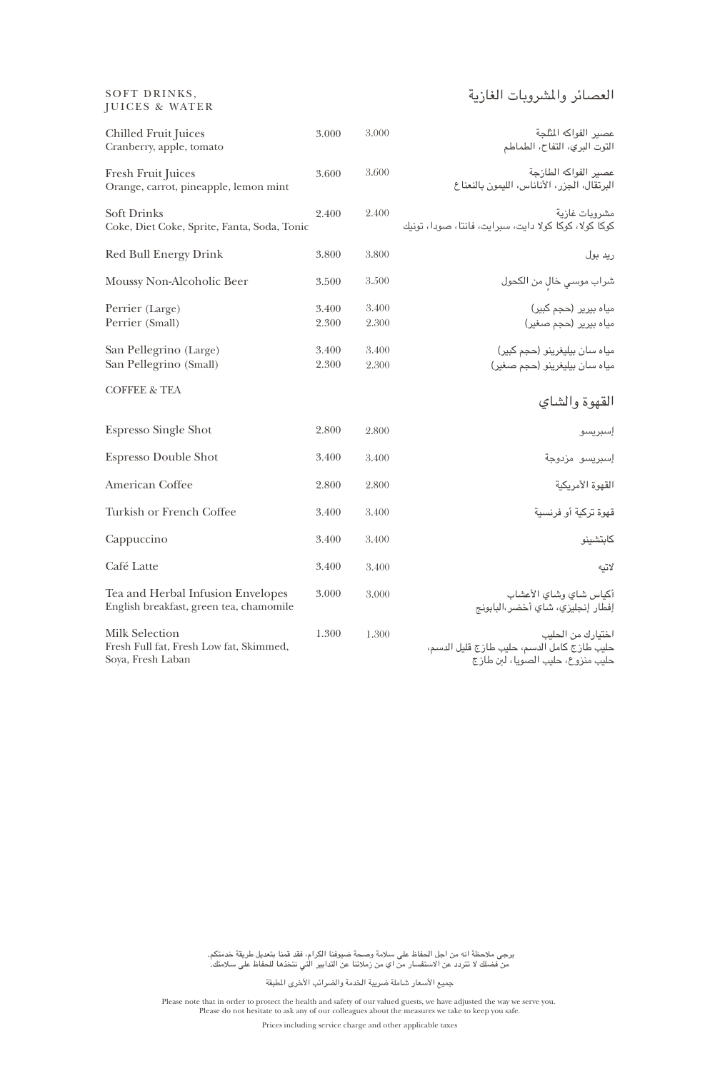## SOFT DRINKS, JUICES & WATER

## العصائر والمشروبات الغازية

| | | | |
|---|---|---|---|
| Chilled Fruit Juices<br>Cranberry, apple, tomato | 3.000 | 3.000 | عصير الفواكه المثلجة<br>التوت البري، التفاح، الطماطم |
| Fresh Fruit Juices<br>Orange, carrot, pineapple, lemon mint | 3.600 | 3.600 | عصير الفواكه الطازجة<br>البرتقال، الجزر، الأناناس، الليمون بالنعناع |
| Soft Drinks<br>Coke, Diet Coke, Sprite, Fanta, Soda, Tonic | 2.400 | 2.400 | مشروبات غازية<br>كوكا كولا، كوكا كولا دايت، سبرايت، فانتا، صودا، تونيك |
| Red Bull Energy Drink | 3.800 | 3.800 | ريد بول |
| Moussy Non-Alcoholic Beer | 3.500 | 3.500 | شراب موسي خالٍ من الكحول |
| Perrier (Large) | 3.400 | 3.400 | مياه بيرير (حجم كبير) |
| Perrier (Small) | 2.300 | 2.300 | مياه بيرير (حجم صغير) |
| San Pellegrino (Large) | 3.400 | 3.400 | مياه سان بيليغرينو (حجم كبير) |
| San Pellegrino (Small) | 2.300 | 2.300 | مياه سان بيليغرينو (حجم صغير) |

## COFFEE & TEA

## القهوة والشاي

| | | | |
|---|---|---|---|
| Espresso Single Shot | 2.800 | 2.800 | إسبريسو |
| Espresso Double Shot | 3.400 | 3.400 | إسبريسو مزدوجة |
| American Coffee | 2.800 | 2.800 | القهوة الأمريكية |
| Turkish or French Coffee | 3.400 | 3.400 | قهوة تركية أو فرنسية |
| Cappuccino | 3.400 | 3.400 | كابتشينو |
| Café Latte | 3.400 | 3.400 | لاتيه |
| Tea and Herbal Infusion Envelopes<br>English breakfast, green tea, chamomile | 3.000 | 3.000 | أكياس شاي وشاي الأعشاب<br>إفطار إنجليزي، شاي أخضر،البابونج |
| Milk Selection<br>Fresh Full fat, Fresh Low fat, Skimmed, Soya, Fresh Laban | 1.300 | 1.300 | اختيارك من الحليب<br>حليب طازج كامل الدسم، حليب طازج قليل الدسم، حليب منزوع، حليب الصويا، لبن طازج |

يرجى ملاحظة انه من اجل الحفاظ على سلامة وصحة ضيوفنا الكرام، فقد قمنا بتعديل طريقة خدمتكم.
من فضلك لا تتردد عن الاستفسار من اي من زملائنا عن التدابير التي نتخذها للحفاظ على سلامتك.

جميع الأسعار شاملة ضريبة الخدمة والضرائب الأخرى المطبقة

Please note that in order to protect the health and safety of our valued guests, we have adjusted the way we serve you.
Please do not hesitate to ask any of our colleagues about the measures we take to keep you safe.

Prices including service charge and other applicable taxes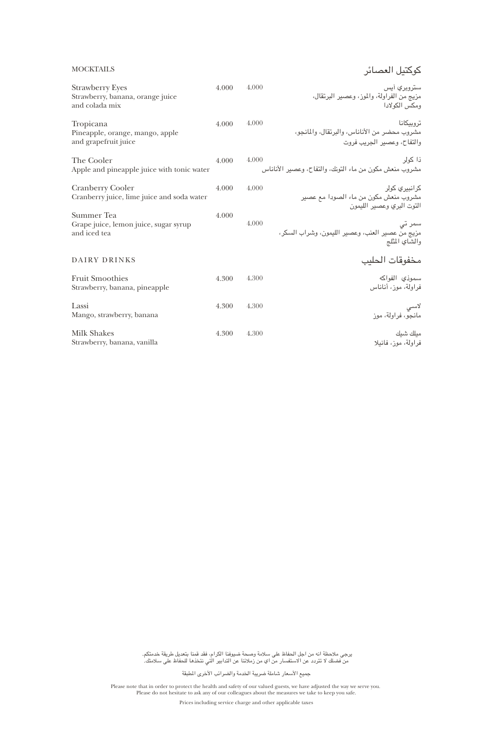## MOCKTAILS

## كوكتيل العصائر

| | | | |
|---|---|---|---|
| Strawberry Eyes<br>Strawberry, banana, orange juice and colada mix | 4.000 | 4.000 | ستروبري آيس<br>مزيج من الفراولة، والموز، وعصير البرتقال، ومكس الكولادا |
| Tropicana<br>Pineapple, orange, mango, apple and grapefruit juice | 4.000 | 4.000 | تروبيكانا<br>مشروب محضر من الأناناس، والبرتقال، والمانجو، والتفاح، وعصير الجريب فروت |
| The Cooler<br>Apple and pineapple juice with tonic water | 4.000 | 4.000 | ذا كولر<br>مشروب منعش مكون من ماء التونك، والتفاح، وعصير الأناناس |
| Cranberry Cooler<br>Cranberry juice, lime juice and soda water | 4.000 | 4.000 | كرانبيري كولر<br>مشروب منعش مكون من ماء الصودا مع عصير التوت البري وعصير الليمون |
| Summer Tea<br>Grape juice, lemon juice, sugar syrup and iced tea | 4.000 | 4.000 | سمر تي<br>مزيج من عصير العنب، وعصير الليمون، وشراب السكر، والشاي المثلج |

## DAIRY DRINKS

## مخفوقات الحليب

| | | | |
|---|---|---|---|
| Fruit Smoothies<br>Strawberry, banana, pineapple | 4.300 | 4.300 | سموذي الفواكه<br>فراولة، موز، أناناس |
| Lassi<br>Mango, strawberry, banana | 4.300 | 4.300 | لاسي<br>مانجو، فراولة، موز |
| Milk Shakes<br>Strawberry, banana, vanilla | 4.300 | 4.300 | ميلك شيك<br>فراولة، موز، فانيلا |

يرجى ملاحظة انه من اجل الحفاظ على سلامة وصحة ضيوفنا الكرام، فقد قمنا بتعديل طريقة خدمتكم.
من فضلك لا تتردد عن الاستفسار من اي من زملائنا عن التدابير التي نتخذها للحفاظ على سلامتك.

جميع الأسعار شاملة ضريبة الخدمة والضرائب الأخرى المطبقة

Please note that in order to protect the health and safety of our valued guests, we have adjusted the way we serve you.
Please do not hesitate to ask any of our colleagues about the measures we take to keep you safe.

Prices including service charge and other applicable taxes